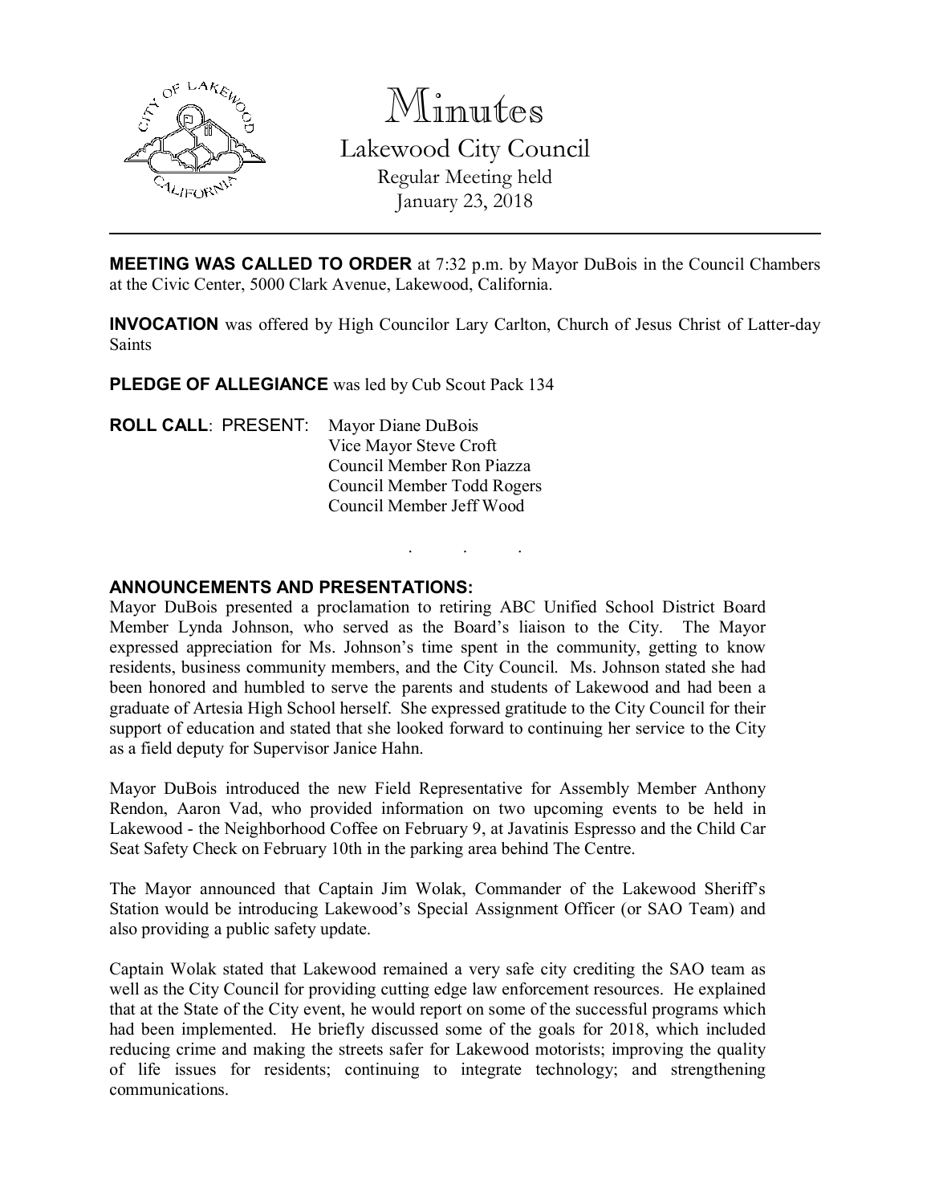# Minutes

## Lakewood City Council

Regular Meeting held
January 23, 2018

---

**MEETING WAS CALLED TO ORDER** at 7:32 p.m. by Mayor DuBois in the Council Chambers at the Civic Center, 5000 Clark Avenue, Lakewood, California.

**INVOCATION** was offered by High Councilor Lary Carlton, Church of Jesus Christ of Latter-day Saints

**PLEDGE OF ALLEGIANCE** was led by Cub Scout Pack 134

**ROLL CALL**: PRESENT: Mayor Diane DuBois
Vice Mayor Steve Croft
Council Member Ron Piazza
Council Member Todd Rogers
Council Member Jeff Wood

. . .

**ANNOUNCEMENTS AND PRESENTATIONS:**

Mayor DuBois presented a proclamation to retiring ABC Unified School District Board Member Lynda Johnson, who served as the Board's liaison to the City. The Mayor expressed appreciation for Ms. Johnson's time spent in the community, getting to know residents, business community members, and the City Council. Ms. Johnson stated she had been honored and humbled to serve the parents and students of Lakewood and had been a graduate of Artesia High School herself. She expressed gratitude to the City Council for their support of education and stated that she looked forward to continuing her service to the City as a field deputy for Supervisor Janice Hahn.

Mayor DuBois introduced the new Field Representative for Assembly Member Anthony Rendon, Aaron Vad, who provided information on two upcoming events to be held in Lakewood - the Neighborhood Coffee on February 9, at Javatinis Espresso and the Child Car Seat Safety Check on February 10th in the parking area behind The Centre.

The Mayor announced that Captain Jim Wolak, Commander of the Lakewood Sheriff's Station would be introducing Lakewood's Special Assignment Officer (or SAO Team) and also providing a public safety update.

Captain Wolak stated that Lakewood remained a very safe city crediting the SAO team as well as the City Council for providing cutting edge law enforcement resources. He explained that at the State of the City event, he would report on some of the successful programs which had been implemented. He briefly discussed some of the goals for 2018, which included reducing crime and making the streets safer for Lakewood motorists; improving the quality of life issues for residents; continuing to integrate technology; and strengthening communications.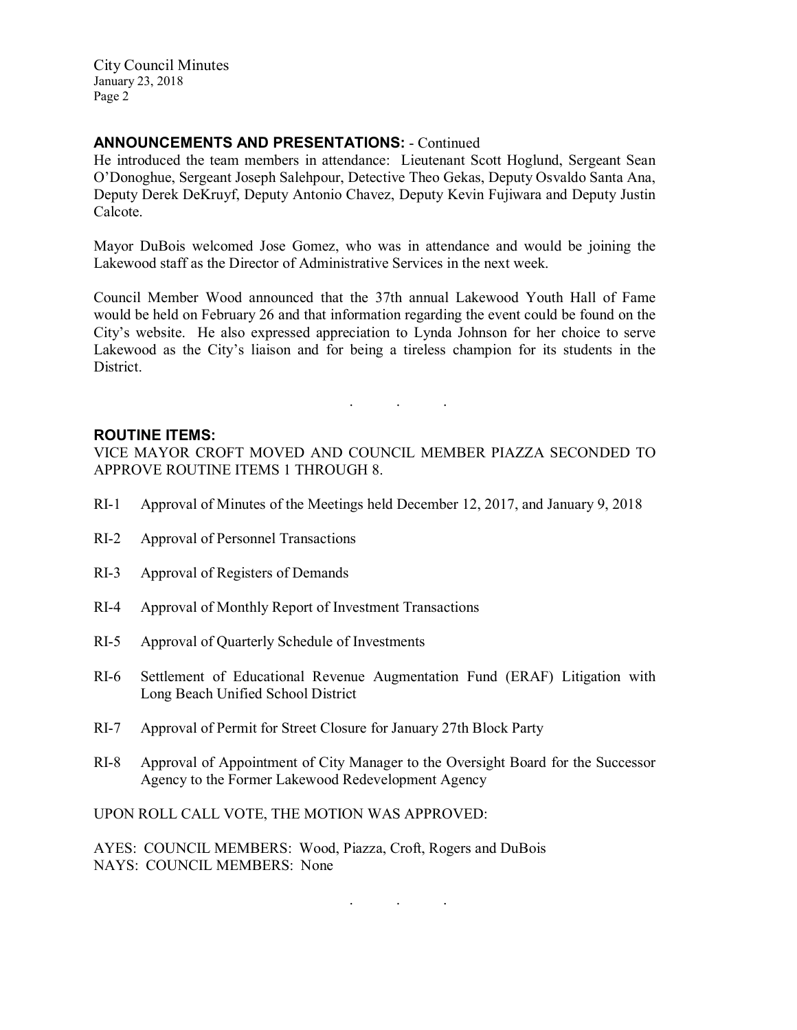## ANNOUNCEMENTS AND PRESENTATIONS: - Continued

He introduced the team members in attendance: Lieutenant Scott Hoglund, Sergeant Sean O'Donoghue, Sergeant Joseph Salehpour, Detective Theo Gekas, Deputy Osvaldo Santa Ana, Deputy Derek DeKruyf, Deputy Antonio Chavez, Deputy Kevin Fujiwara and Deputy Justin Calcote.

Mayor DuBois welcomed Jose Gomez, who was in attendance and would be joining the Lakewood staff as the Director of Administrative Services in the next week.

Council Member Wood announced that the 37th annual Lakewood Youth Hall of Fame would be held on February 26 and that information regarding the event could be found on the City's website. He also expressed appreciation to Lynda Johnson for her choice to serve Lakewood as the City's liaison and for being a tireless champion for its students in the District.

. . .

## ROUTINE ITEMS:

VICE MAYOR CROFT MOVED AND COUNCIL MEMBER PIAZZA SECONDED TO APPROVE ROUTINE ITEMS 1 THROUGH 8.

RI-1 Approval of Minutes of the Meetings held December 12, 2017, and January 9, 2018

RI-2 Approval of Personnel Transactions

RI-3 Approval of Registers of Demands

RI-4 Approval of Monthly Report of Investment Transactions

RI-5 Approval of Quarterly Schedule of Investments

RI-6 Settlement of Educational Revenue Augmentation Fund (ERAF) Litigation with Long Beach Unified School District

RI-7 Approval of Permit for Street Closure for January 27th Block Party

RI-8 Approval of Appointment of City Manager to the Oversight Board for the Successor Agency to the Former Lakewood Redevelopment Agency

UPON ROLL CALL VOTE, THE MOTION WAS APPROVED:

AYES: COUNCIL MEMBERS: Wood, Piazza, Croft, Rogers and DuBois
NAYS: COUNCIL MEMBERS: None

. . .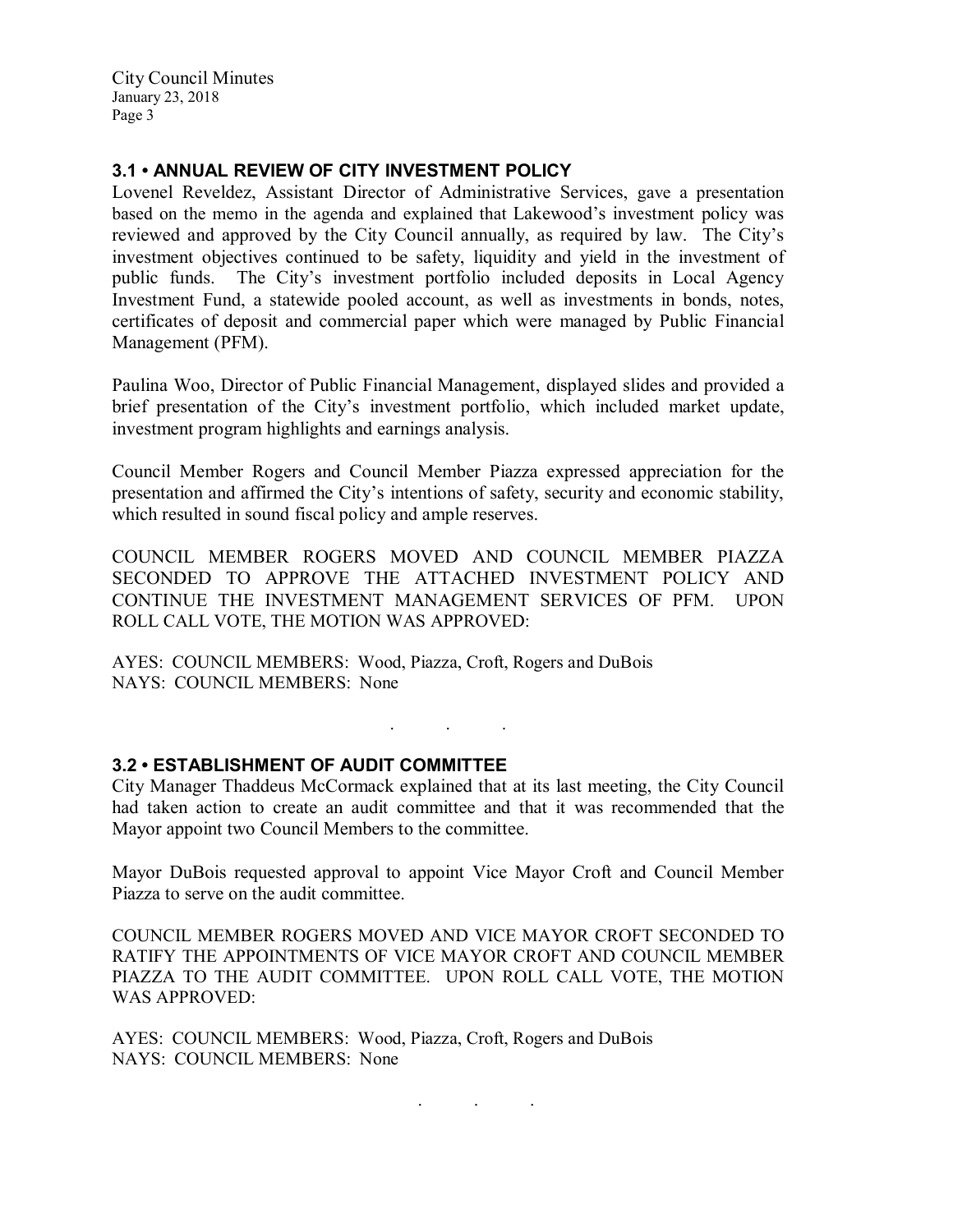### 3.1 • ANNUAL REVIEW OF CITY INVESTMENT POLICY

Lovenel Reveldez, Assistant Director of Administrative Services, gave a presentation based on the memo in the agenda and explained that Lakewood's investment policy was reviewed and approved by the City Council annually, as required by law. The City's investment objectives continued to be safety, liquidity and yield in the investment of public funds. The City's investment portfolio included deposits in Local Agency Investment Fund, a statewide pooled account, as well as investments in bonds, notes, certificates of deposit and commercial paper which were managed by Public Financial Management (PFM).

Paulina Woo, Director of Public Financial Management, displayed slides and provided a brief presentation of the City's investment portfolio, which included market update, investment program highlights and earnings analysis.

Council Member Rogers and Council Member Piazza expressed appreciation for the presentation and affirmed the City's intentions of safety, security and economic stability, which resulted in sound fiscal policy and ample reserves.

COUNCIL MEMBER ROGERS MOVED AND COUNCIL MEMBER PIAZZA SECONDED TO APPROVE THE ATTACHED INVESTMENT POLICY AND CONTINUE THE INVESTMENT MANAGEMENT SERVICES OF PFM. UPON ROLL CALL VOTE, THE MOTION WAS APPROVED:

AYES: COUNCIL MEMBERS: Wood, Piazza, Croft, Rogers and DuBois
NAYS: COUNCIL MEMBERS: None

. . .

### 3.2 • ESTABLISHMENT OF AUDIT COMMITTEE

City Manager Thaddeus McCormack explained that at its last meeting, the City Council had taken action to create an audit committee and that it was recommended that the Mayor appoint two Council Members to the committee.

Mayor DuBois requested approval to appoint Vice Mayor Croft and Council Member Piazza to serve on the audit committee.

COUNCIL MEMBER ROGERS MOVED AND VICE MAYOR CROFT SECONDED TO RATIFY THE APPOINTMENTS OF VICE MAYOR CROFT AND COUNCIL MEMBER PIAZZA TO THE AUDIT COMMITTEE. UPON ROLL CALL VOTE, THE MOTION WAS APPROVED:

AYES: COUNCIL MEMBERS: Wood, Piazza, Croft, Rogers and DuBois
NAYS: COUNCIL MEMBERS: None

. . .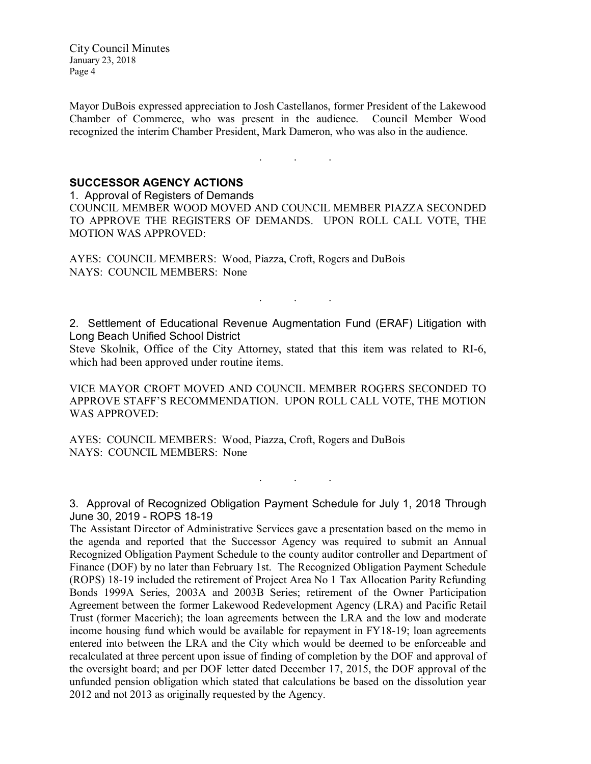Mayor DuBois expressed appreciation to Josh Castellanos, former President of the Lakewood Chamber of Commerce, who was present in the audience. Council Member Wood recognized the interim Chamber President, Mark Dameron, who was also in the audience.

. . .

## SUCCESSOR AGENCY ACTIONS

1. Approval of Registers of Demands

COUNCIL MEMBER WOOD MOVED AND COUNCIL MEMBER PIAZZA SECONDED TO APPROVE THE REGISTERS OF DEMANDS. UPON ROLL CALL VOTE, THE MOTION WAS APPROVED:

AYES: COUNCIL MEMBERS: Wood, Piazza, Croft, Rogers and DuBois
NAYS: COUNCIL MEMBERS: None

. . .

2. Settlement of Educational Revenue Augmentation Fund (ERAF) Litigation with Long Beach Unified School District

Steve Skolnik, Office of the City Attorney, stated that this item was related to RI-6, which had been approved under routine items.

VICE MAYOR CROFT MOVED AND COUNCIL MEMBER ROGERS SECONDED TO APPROVE STAFF'S RECOMMENDATION. UPON ROLL CALL VOTE, THE MOTION WAS APPROVED:

AYES: COUNCIL MEMBERS: Wood, Piazza, Croft, Rogers and DuBois
NAYS: COUNCIL MEMBERS: None

. . .

3. Approval of Recognized Obligation Payment Schedule for July 1, 2018 Through June 30, 2019 - ROPS 18-19

The Assistant Director of Administrative Services gave a presentation based on the memo in the agenda and reported that the Successor Agency was required to submit an Annual Recognized Obligation Payment Schedule to the county auditor controller and Department of Finance (DOF) by no later than February 1st. The Recognized Obligation Payment Schedule (ROPS) 18-19 included the retirement of Project Area No 1 Tax Allocation Parity Refunding Bonds 1999A Series, 2003A and 2003B Series; retirement of the Owner Participation Agreement between the former Lakewood Redevelopment Agency (LRA) and Pacific Retail Trust (former Macerich); the loan agreements between the LRA and the low and moderate income housing fund which would be available for repayment in FY18-19; loan agreements entered into between the LRA and the City which would be deemed to be enforceable and recalculated at three percent upon issue of finding of completion by the DOF and approval of the oversight board; and per DOF letter dated December 17, 2015, the DOF approval of the unfunded pension obligation which stated that calculations be based on the dissolution year 2012 and not 2013 as originally requested by the Agency.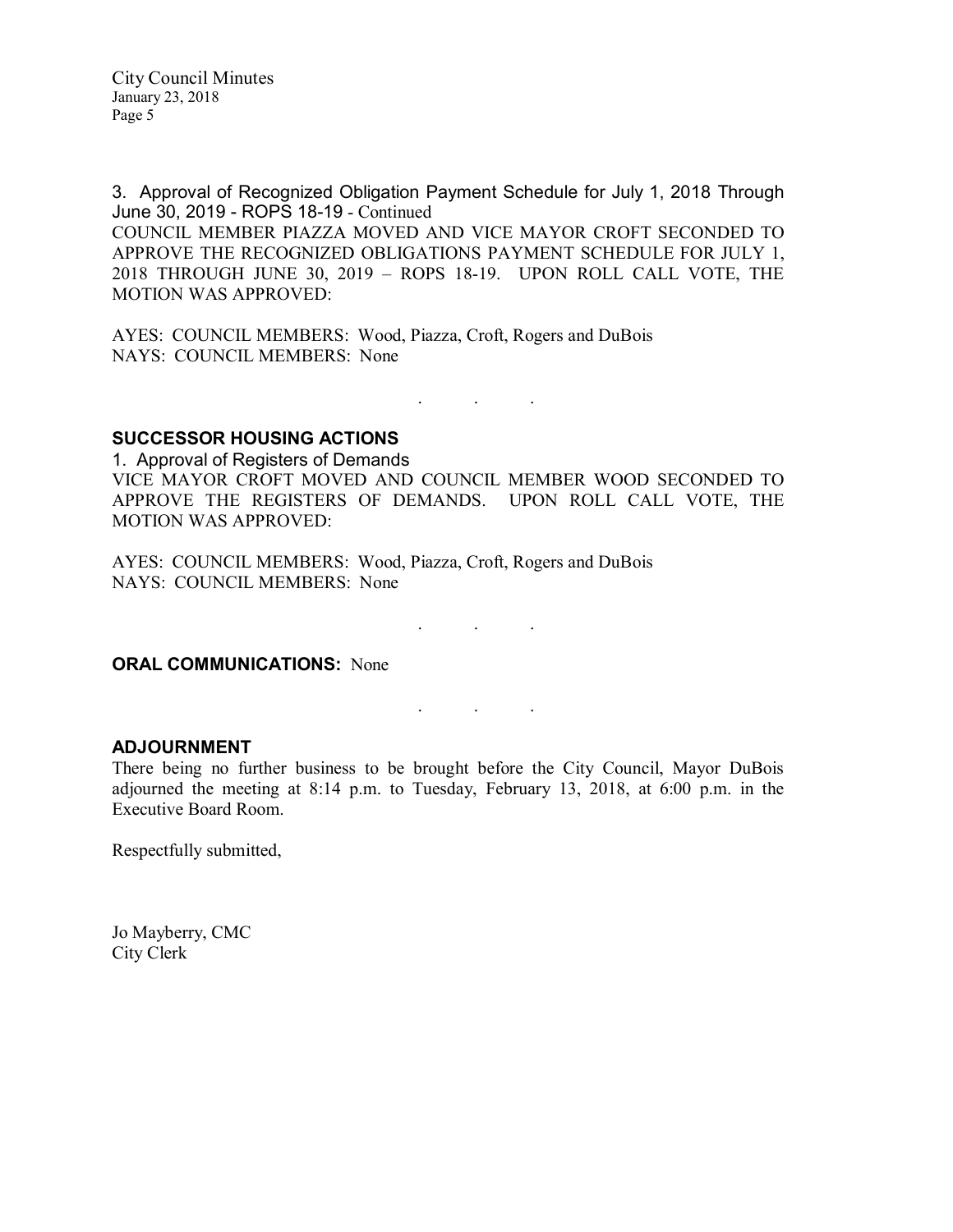3. Approval of Recognized Obligation Payment Schedule for July 1, 2018 Through June 30, 2019 - ROPS 18-19 - Continued

COUNCIL MEMBER PIAZZA MOVED AND VICE MAYOR CROFT SECONDED TO APPROVE THE RECOGNIZED OBLIGATIONS PAYMENT SCHEDULE FOR JULY 1, 2018 THROUGH JUNE 30, 2019 – ROPS 18-19. UPON ROLL CALL VOTE, THE MOTION WAS APPROVED:

AYES: COUNCIL MEMBERS: Wood, Piazza, Croft, Rogers and DuBois
NAYS: COUNCIL MEMBERS: None

. . .

## SUCCESSOR HOUSING ACTIONS

1. Approval of Registers of Demands

VICE MAYOR CROFT MOVED AND COUNCIL MEMBER WOOD SECONDED TO APPROVE THE REGISTERS OF DEMANDS. UPON ROLL CALL VOTE, THE MOTION WAS APPROVED:

AYES: COUNCIL MEMBERS: Wood, Piazza, Croft, Rogers and DuBois
NAYS: COUNCIL MEMBERS: None

. . .

**ORAL COMMUNICATIONS:** None

. . .

## ADJOURNMENT

There being no further business to be brought before the City Council, Mayor DuBois adjourned the meeting at 8:14 p.m. to Tuesday, February 13, 2018, at 6:00 p.m. in the Executive Board Room.

Respectfully submitted,

Jo Mayberry, CMC
City Clerk